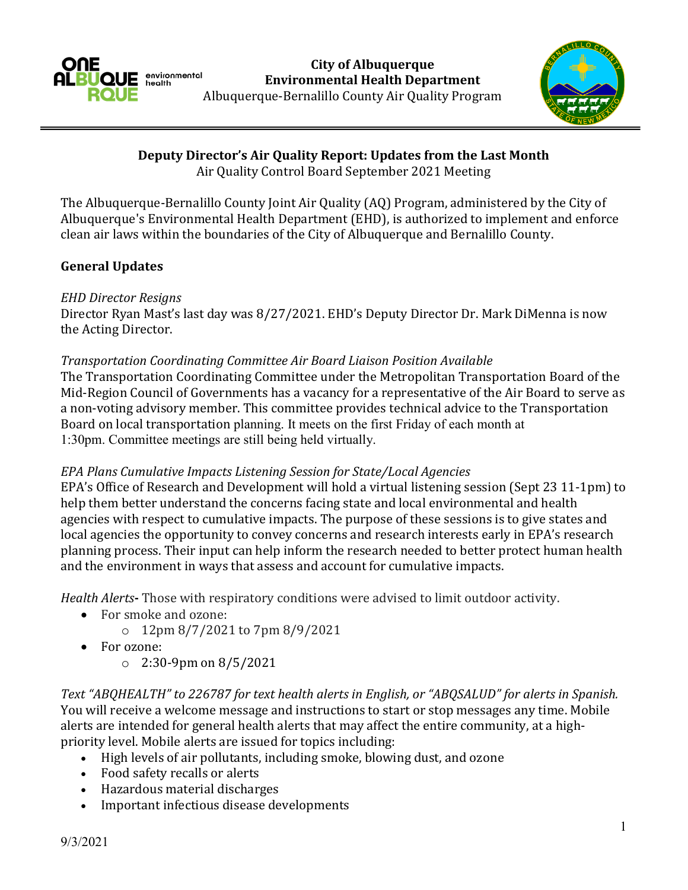**City of Albuquerque**
**Environmental Health Department**
Albuquerque-Bernalillo County Air Quality Program

## Deputy Director's Air Quality Report: Updates from the Last Month

Air Quality Control Board September 2021 Meeting

The Albuquerque-Bernalillo County Joint Air Quality (AQ) Program, administered by the City of Albuquerque's Environmental Health Department (EHD), is authorized to implement and enforce clean air laws within the boundaries of the City of Albuquerque and Bernalillo County.

### General Updates

*EHD Director Resigns*
Director Ryan Mast's last day was 8/27/2021. EHD's Deputy Director Dr. Mark DiMenna is now the Acting Director.

*Transportation Coordinating Committee Air Board Liaison Position Available*
The Transportation Coordinating Committee under the Metropolitan Transportation Board of the Mid-Region Council of Governments has a vacancy for a representative of the Air Board to serve as a non-voting advisory member. This committee provides technical advice to the Transportation Board on local transportation planning. It meets on the first Friday of each month at 1:30pm. Committee meetings are still being held virtually.

*EPA Plans Cumulative Impacts Listening Session for State/Local Agencies*
EPA's Office of Research and Development will hold a virtual listening session (Sept 23 11-1pm) to help them better understand the concerns facing state and local environmental and health agencies with respect to cumulative impacts. The purpose of these sessions is to give states and local agencies the opportunity to convey concerns and research interests early in EPA's research planning process. Their input can help inform the research needed to better protect human health and the environment in ways that assess and account for cumulative impacts.

*Health Alerts***-** Those with respiratory conditions were advised to limit outdoor activity.

- For smoke and ozone:
  - 12pm 8/7/2021 to 7pm 8/9/2021
- For ozone:
  - 2:30-9pm on 8/5/2021

*Text "ABQHEALTH" to 226787 for text health alerts in English, or "ABQSALUD" for alerts in Spanish.*
You will receive a welcome message and instructions to start or stop messages any time. Mobile alerts are intended for general health alerts that may affect the entire community, at a high-priority level. Mobile alerts are issued for topics including:

- High levels of air pollutants, including smoke, blowing dust, and ozone
- Food safety recalls or alerts
- Hazardous material discharges
- Important infectious disease developments

9/3/2021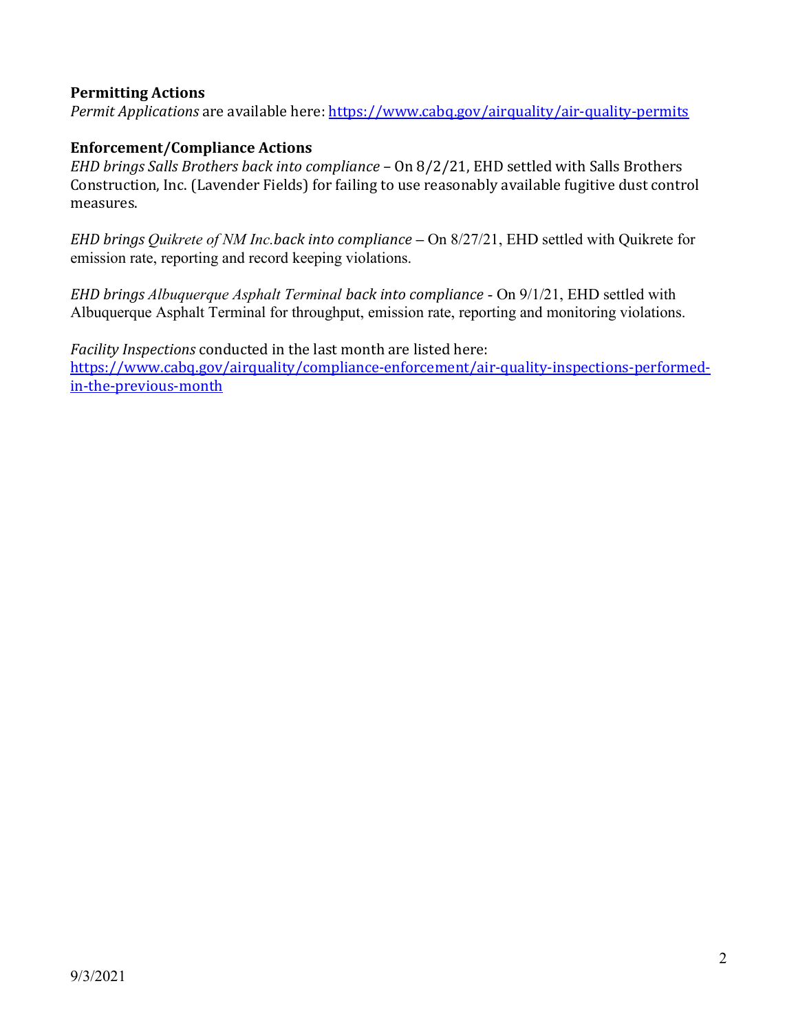**Permitting Actions**

*Permit Applications* are available here: https://www.cabq.gov/airquality/air-quality-permits

**Enforcement/Compliance Actions**

*EHD brings Salls Brothers back into compliance* – On 8/2/21, EHD settled with Salls Brothers Construction, Inc. (Lavender Fields) for failing to use reasonably available fugitive dust control measures.

*EHD brings Quikrete of NM Inc.back into compliance* – On 8/27/21, EHD settled with Quikrete for emission rate, reporting and record keeping violations.

*EHD brings Albuquerque Asphalt Terminal back into compliance* - On 9/1/21, EHD settled with Albuquerque Asphalt Terminal for throughput, emission rate, reporting and monitoring violations.

*Facility Inspections* conducted in the last month are listed here: https://www.cabq.gov/airquality/compliance-enforcement/air-quality-inspections-performed-in-the-previous-month

9/3/2021